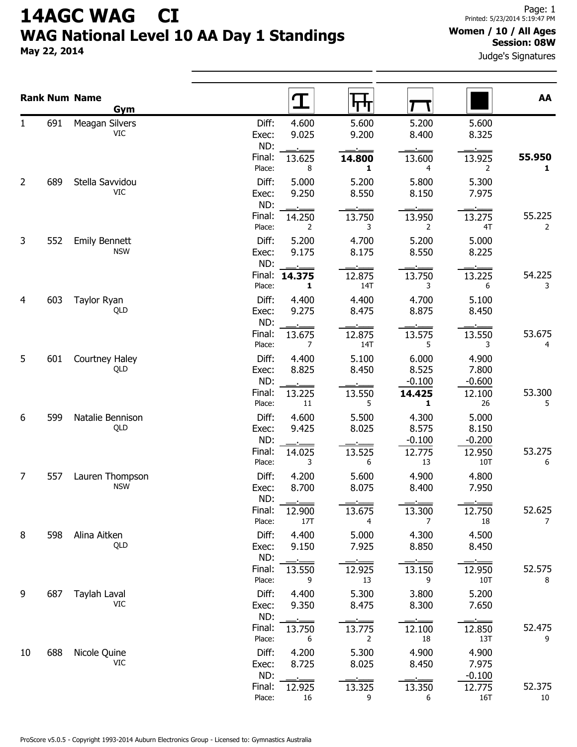# 14AGC WAG CI

## WAG National Level 10 AA Day 1 Standings

**May 22, 2014**

Printed: 5/23/2014 5:19:47 PM

**Women / 10 / All Ages**
**Session: 08W**

Judge's Signatures

| Rank | Num | Name / Gym | | Vault | Uneven Bars | Beam | Floor | AA |
|---|---|---|---|---|---|---|---|---|
| 1 | 691 | Meagan Silvers / VIC | Diff: | 4.600 | 5.600 | 5.200 | 5.600 | |
| | | | Exec: | 9.025 | 9.200 | 8.400 | 8.325 | |
| | | | ND: | | | | | |
| | | | Final: | 13.625 | **14.800** | 13.600 | 13.925 | **55.950** |
| | | | Place: | 8 | **1** | 4 | 2 | **1** |
| 2 | 689 | Stella Savvidou / VIC | Diff: | 5.000 | 5.200 | 5.800 | 5.300 | |
| | | | Exec: | 9.250 | 8.550 | 8.150 | 7.975 | |
| | | | ND: | | | | | |
| | | | Final: | 14.250 | 13.750 | 13.950 | 13.275 | 55.225 |
| | | | Place: | 2 | 3 | 2 | 4T | 2 |
| 3 | 552 | Emily Bennett / NSW | Diff: | 5.200 | 4.700 | 5.200 | 5.000 | |
| | | | Exec: | 9.175 | 8.175 | 8.550 | 8.225 | |
| | | | ND: | | | | | |
| | | | Final: | **14.375** | 12.875 | 13.750 | 13.225 | 54.225 |
| | | | Place: | **1** | 14T | 3 | 6 | 3 |
| 4 | 603 | Taylor Ryan / QLD | Diff: | 4.400 | 4.400 | 4.700 | 5.100 | |
| | | | Exec: | 9.275 | 8.475 | 8.875 | 8.450 | |
| | | | ND: | | | | | |
| | | | Final: | 13.675 | 12.875 | 13.575 | 13.550 | 53.675 |
| | | | Place: | 7 | 14T | 5 | 3 | 4 |
| 5 | 601 | Courtney Haley / QLD | Diff: | 4.400 | 5.100 | 6.000 | 4.900 | |
| | | | Exec: | 8.825 | 8.450 | 8.525 | 7.800 | |
| | | | ND: | | | -0.100 | -0.600 | |
| | | | Final: | 13.225 | 13.550 | **14.425** | 12.100 | 53.300 |
| | | | Place: | 11 | 5 | **1** | 26 | 5 |
| 6 | 599 | Natalie Bennison / QLD | Diff: | 4.600 | 5.500 | 4.300 | 5.000 | |
| | | | Exec: | 9.425 | 8.025 | 8.575 | 8.150 | |
| | | | ND: | | | -0.100 | -0.200 | |
| | | | Final: | 14.025 | 13.525 | 12.775 | 12.950 | 53.275 |
| | | | Place: | 3 | 6 | 13 | 10T | 6 |
| 7 | 557 | Lauren Thompson / NSW | Diff: | 4.200 | 5.600 | 4.900 | 4.800 | |
| | | | Exec: | 8.700 | 8.075 | 8.400 | 7.950 | |
| | | | ND: | | | | | |
| | | | Final: | 12.900 | 13.675 | 13.300 | 12.750 | 52.625 |
| | | | Place: | 17T | 4 | 7 | 18 | 7 |
| 8 | 598 | Alina Aitken / QLD | Diff: | 4.400 | 5.000 | 4.300 | 4.500 | |
| | | | Exec: | 9.150 | 7.925 | 8.850 | 8.450 | |
| | | | ND: | | | | | |
| | | | Final: | 13.550 | 12.925 | 13.150 | 12.950 | 52.575 |
| | | | Place: | 9 | 13 | 9 | 10T | 8 |
| 9 | 687 | Taylah Laval / VIC | Diff: | 4.400 | 5.300 | 3.800 | 5.200 | |
| | | | Exec: | 9.350 | 8.475 | 8.300 | 7.650 | |
| | | | ND: | | | | | |
| | | | Final: | 13.750 | 13.775 | 12.100 | 12.850 | 52.475 |
| | | | Place: | 6 | 2 | 18 | 13T | 9 |
| 10 | 688 | Nicole Quine / VIC | Diff: | 4.200 | 5.300 | 4.900 | 4.900 | |
| | | | Exec: | 8.725 | 8.025 | 8.450 | 7.975 | |
| | | | ND: | | | | -0.100 | |
| | | | Final: | 12.925 | 13.325 | 13.350 | 12.775 | 52.375 |
| | | | Place: | 16 | 9 | 6 | 16T | 10 |

ProScore v5.0.5 - Copyright 1993-2014 Auburn Electronics Group - Licensed to: Gymnastics Australia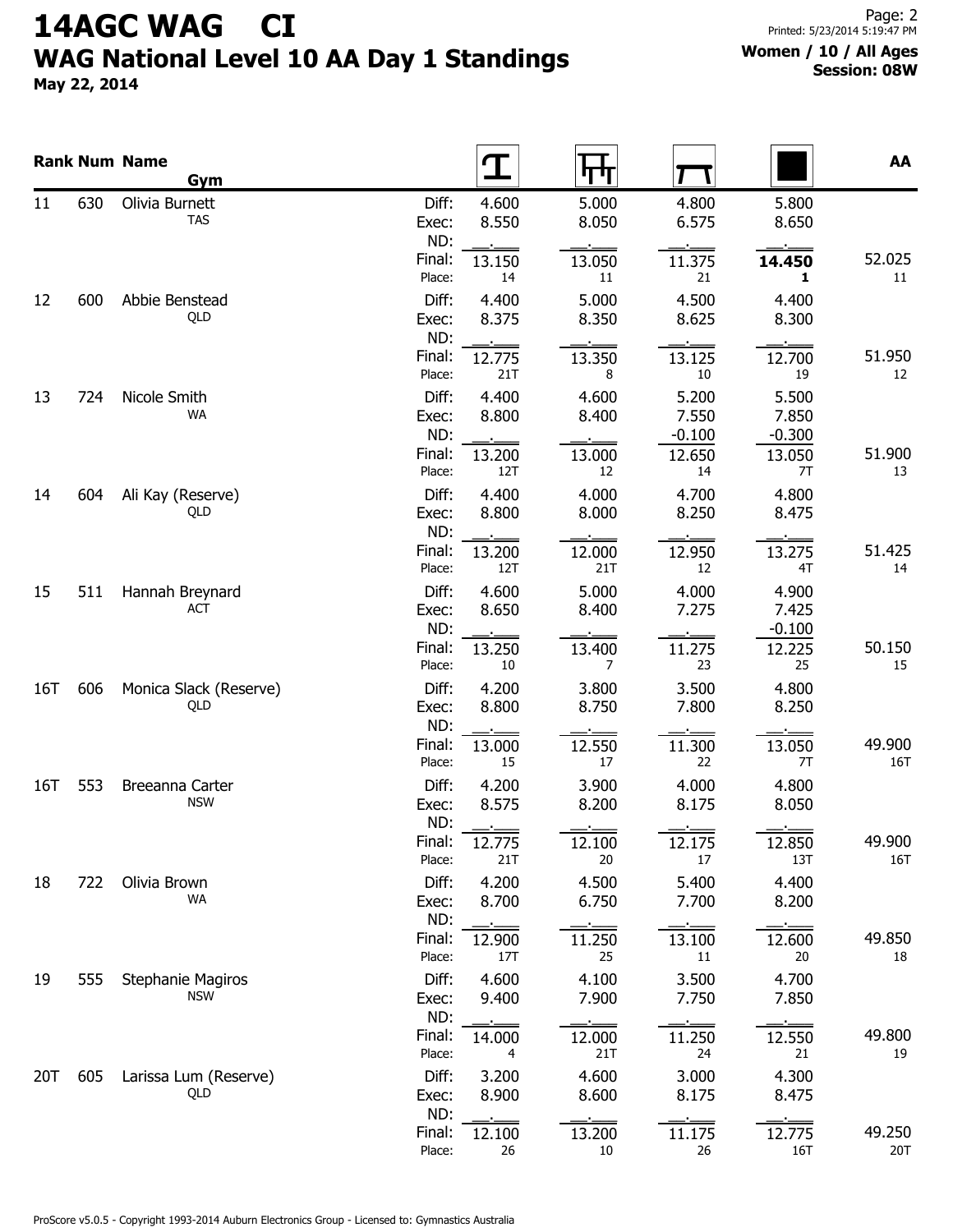# 14AGC WAG CI

## WAG National Level 10 AA Day 1 Standings

**May 22, 2014**

**Women / 10 / All Ages**
**Session: 08W**

| Rank | Num | Name / Gym | | Vault | Bars | Beam | Floor | AA |
|---|---|---|---|---|---|---|---|---|
| 11 | 630 | Olivia Burnett<br>TAS | Diff: | 4.600 | 5.000 | 4.800 | 5.800 | |
| | | | Exec: | 8.550 | 8.050 | 6.575 | 8.650 | |
| | | | ND: | __.___ | __.___ | __.___ | __.___ | |
| | | | Final: | 13.150 | 13.050 | 11.375 | **14.450** | 52.025 |
| | | | Place: | 14 | 11 | 21 | **1** | 11 |
| 12 | 600 | Abbie Benstead<br>QLD | Diff: | 4.400 | 5.000 | 4.500 | 4.400 | |
| | | | Exec: | 8.375 | 8.350 | 8.625 | 8.300 | |
| | | | ND: | __.___ | __.___ | __.___ | __.___ | |
| | | | Final: | 12.775 | 13.350 | 13.125 | 12.700 | 51.950 |
| | | | Place: | 21T | 8 | 10 | 19 | 12 |
| 13 | 724 | Nicole Smith<br>WA | Diff: | 4.400 | 4.600 | 5.200 | 5.500 | |
| | | | Exec: | 8.800 | 8.400 | 7.550 | 7.850 | |
| | | | ND: | __.___ | __.___ | -0.100 | -0.300 | |
| | | | Final: | 13.200 | 13.000 | 12.650 | 13.050 | 51.900 |
| | | | Place: | 12T | 12 | 14 | 7T | 13 |
| 14 | 604 | Ali Kay (Reserve)<br>QLD | Diff: | 4.400 | 4.000 | 4.700 | 4.800 | |
| | | | Exec: | 8.800 | 8.000 | 8.250 | 8.475 | |
| | | | ND: | __.___ | __.___ | __.___ | __.___ | |
| | | | Final: | 13.200 | 12.000 | 12.950 | 13.275 | 51.425 |
| | | | Place: | 12T | 21T | 12 | 4T | 14 |
| 15 | 511 | Hannah Breynard<br>ACT | Diff: | 4.600 | 5.000 | 4.000 | 4.900 | |
| | | | Exec: | 8.650 | 8.400 | 7.275 | 7.425 | |
| | | | ND: | __.___ | __.___ | __.___ | -0.100 | |
| | | | Final: | 13.250 | 13.400 | 11.275 | 12.225 | 50.150 |
| | | | Place: | 10 | 7 | 23 | 25 | 15 |
| 16T | 606 | Monica Slack (Reserve)<br>QLD | Diff: | 4.200 | 3.800 | 3.500 | 4.800 | |
| | | | Exec: | 8.800 | 8.750 | 7.800 | 8.250 | |
| | | | ND: | __.___ | __.___ | __.___ | __.___ | |
| | | | Final: | 13.000 | 12.550 | 11.300 | 13.050 | 49.900 |
| | | | Place: | 15 | 17 | 22 | 7T | 16T |
| 16T | 553 | Breeanna Carter<br>NSW | Diff: | 4.200 | 3.900 | 4.000 | 4.800 | |
| | | | Exec: | 8.575 | 8.200 | 8.175 | 8.050 | |
| | | | ND: | __.___ | __.___ | __.___ | __.___ | |
| | | | Final: | 12.775 | 12.100 | 12.175 | 12.850 | 49.900 |
| | | | Place: | 21T | 20 | 17 | 13T | 16T |
| 18 | 722 | Olivia Brown<br>WA | Diff: | 4.200 | 4.500 | 5.400 | 4.400 | |
| | | | Exec: | 8.700 | 6.750 | 7.700 | 8.200 | |
| | | | ND: | __.___ | __.___ | __.___ | __.___ | |
| | | | Final: | 12.900 | 11.250 | 13.100 | 12.600 | 49.850 |
| | | | Place: | 17T | 25 | 11 | 20 | 18 |
| 19 | 555 | Stephanie Magiros<br>NSW | Diff: | 4.600 | 4.100 | 3.500 | 4.700 | |
| | | | Exec: | 9.400 | 7.900 | 7.750 | 7.850 | |
| | | | ND: | __.___ | __.___ | __.___ | __.___ | |
| | | | Final: | 14.000 | 12.000 | 11.250 | 12.550 | 49.800 |
| | | | Place: | 4 | 21T | 24 | 21 | 19 |
| 20T | 605 | Larissa Lum (Reserve)<br>QLD | Diff: | 3.200 | 4.600 | 3.000 | 4.300 | |
| | | | Exec: | 8.900 | 8.600 | 8.175 | 8.475 | |
| | | | ND: | __.___ | __.___ | __.___ | __.___ | |
| | | | Final: | 12.100 | 13.200 | 11.175 | 12.775 | 49.250 |
| | | | Place: | 26 | 10 | 26 | 16T | 20T |

ProScore v5.0.5 - Copyright 1993-2014 Auburn Electronics Group - Licensed to: Gymnastics Australia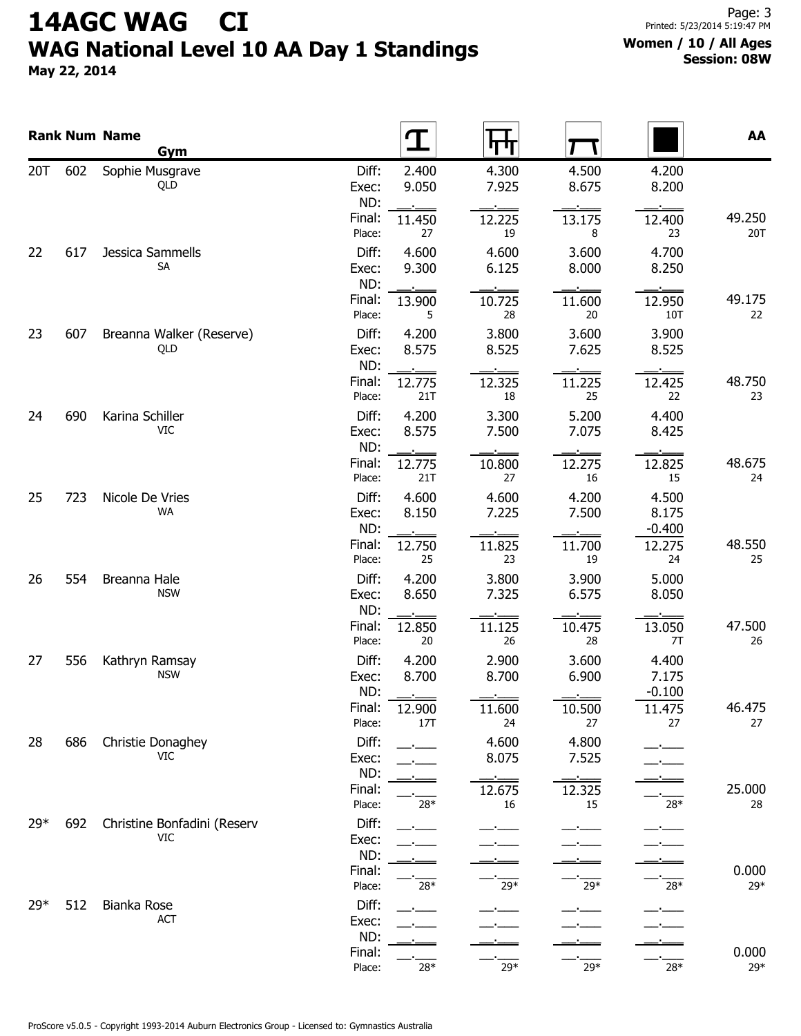# 14AGC WAG CI

## WAG National Level 10 AA Day 1 Standings

**May 22, 2014**

**Women / 10 / All Ages**
**Session: 08W**

Printed: 5/23/2014 5:19:47 PM

| Rank | Num | Name / Gym | | Vault | Bars | Beam | Floor | AA |
|---|---|---|---|---|---|---|---|---|
| 20T | 602 | Sophie Musgrave | Diff: | 2.400 | 4.300 | 4.500 | 4.200 | |
| | | QLD | Exec: | 9.050 | 7.925 | 8.675 | 8.200 | |
| | | | ND: | __.___ | __.___ | __.___ | __.___ | |
| | | | Final: | 11.450 | 12.225 | 13.175 | 12.400 | 49.250 |
| | | | Place: | 27 | 19 | 8 | 23 | 20T |
| 22 | 617 | Jessica Sammells | Diff: | 4.600 | 4.600 | 3.600 | 4.700 | |
| | | SA | Exec: | 9.300 | 6.125 | 8.000 | 8.250 | |
| | | | ND: | __.___ | __.___ | __.___ | __.___ | |
| | | | Final: | 13.900 | 10.725 | 11.600 | 12.950 | 49.175 |
| | | | Place: | 5 | 28 | 20 | 10T | 22 |
| 23 | 607 | Breanna Walker (Reserve) | Diff: | 4.200 | 3.800 | 3.600 | 3.900 | |
| | | QLD | Exec: | 8.575 | 8.525 | 7.625 | 8.525 | |
| | | | ND: | __.___ | __.___ | __.___ | __.___ | |
| | | | Final: | 12.775 | 12.325 | 11.225 | 12.425 | 48.750 |
| | | | Place: | 21T | 18 | 25 | 22 | 23 |
| 24 | 690 | Karina Schiller | Diff: | 4.200 | 3.300 | 5.200 | 4.400 | |
| | | VIC | Exec: | 8.575 | 7.500 | 7.075 | 8.425 | |
| | | | ND: | __.___ | __.___ | __.___ | __.___ | |
| | | | Final: | 12.775 | 10.800 | 12.275 | 12.825 | 48.675 |
| | | | Place: | 21T | 27 | 16 | 15 | 24 |
| 25 | 723 | Nicole De Vries | Diff: | 4.600 | 4.600 | 4.200 | 4.500 | |
| | | WA | Exec: | 8.150 | 7.225 | 7.500 | 8.175 | |
| | | | ND: | __.___ | __.___ | __.___ | -0.400 | |
| | | | Final: | 12.750 | 11.825 | 11.700 | 12.275 | 48.550 |
| | | | Place: | 25 | 23 | 19 | 24 | 25 |
| 26 | 554 | Breanna Hale | Diff: | 4.200 | 3.800 | 3.900 | 5.000 | |
| | | NSW | Exec: | 8.650 | 7.325 | 6.575 | 8.050 | |
| | | | ND: | __.___ | __.___ | __.___ | __.___ | |
| | | | Final: | 12.850 | 11.125 | 10.475 | 13.050 | 47.500 |
| | | | Place: | 20 | 26 | 28 | 7T | 26 |
| 27 | 556 | Kathryn Ramsay | Diff: | 4.200 | 2.900 | 3.600 | 4.400 | |
| | | NSW | Exec: | 8.700 | 8.700 | 6.900 | 7.175 | |
| | | | ND: | __.___ | __.___ | __.___ | -0.100 | |
| | | | Final: | 12.900 | 11.600 | 10.500 | 11.475 | 46.475 |
| | | | Place: | 17T | 24 | 27 | 27 | 27 |
| 28 | 686 | Christie Donaghey | Diff: | __.___ | 4.600 | 4.800 | __.___ | |
| | | VIC | Exec: | __.___ | 8.075 | 7.525 | __.___ | |
| | | | ND: | __.___ | __.___ | __.___ | __.___ | |
| | | | Final: | __.___ | 12.675 | 12.325 | __.___ | 25.000 |
| | | | Place: | 28* | 16 | 15 | 28* | 28 |
| 29* | 692 | Christine Bonfadini (Reserv | Diff: | __.___ | __.___ | __.___ | __.___ | |
| | | VIC | Exec: | __.___ | __.___ | __.___ | __.___ | |
| | | | ND: | __.___ | __.___ | __.___ | __.___ | |
| | | | Final: | __.___ | __.___ | __.___ | __.___ | 0.000 |
| | | | Place: | 28* | 29* | 29* | 28* | 29* |
| 29* | 512 | Bianka Rose | Diff: | __.___ | __.___ | __.___ | __.___ | |
| | | ACT | Exec: | __.___ | __.___ | __.___ | __.___ | |
| | | | ND: | __.___ | __.___ | __.___ | __.___ | |
| | | | Final: | __.___ | __.___ | __.___ | __.___ | 0.000 |
| | | | Place: | 28* | 29* | 29* | 28* | 29* |

ProScore v5.0.5 - Copyright 1993-2014 Auburn Electronics Group - Licensed to: Gymnastics Australia